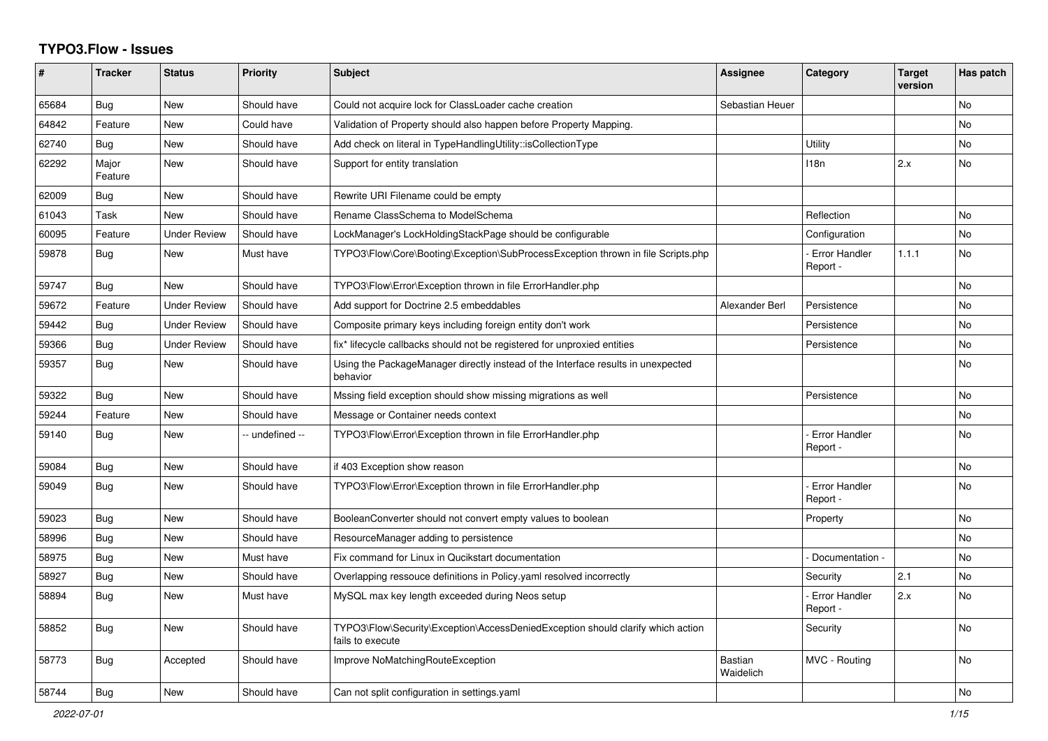# TYPO3.Flow - Issues

| # | Tracker | Status | Priority | Subject | Assignee | Category | Target version | Has patch |
|---|---|---|---|---|---|---|---|---|
| 65684 | Bug | New | Should have | Could not acquire lock for ClassLoader cache creation | Sebastian Heuer | | | No |
| 64842 | Feature | New | Could have | Validation of Property should also happen before Property Mapping. | | | | No |
| 62740 | Bug | New | Should have | Add check on literal in TypeHandlingUtility::isCollectionType | | Utility | | No |
| 62292 | Major Feature | New | Should have | Support for entity translation | | I18n | 2.x | No |
| 62009 | Bug | New | Should have | Rewrite URI Filename could be empty | | | | |
| 61043 | Task | New | Should have | Rename ClassSchema to ModelSchema | | Reflection | | No |
| 60095 | Feature | Under Review | Should have | LockManager's LockHoldingStackPage should be configurable | | Configuration | | No |
| 59878 | Bug | New | Must have | TYPO3\Flow\Core\Booting\Exception\SubProcessException thrown in file Scripts.php | | - Error Handler Report - | 1.1.1 | No |
| 59747 | Bug | New | Should have | TYPO3\Flow\Error\Exception thrown in file ErrorHandler.php | | | | No |
| 59672 | Feature | Under Review | Should have | Add support for Doctrine 2.5 embeddables | Alexander Berl | Persistence | | No |
| 59442 | Bug | Under Review | Should have | Composite primary keys including foreign entity don't work | | Persistence | | No |
| 59366 | Bug | Under Review | Should have | fix* lifecycle callbacks should not be registered for unproxied entities | | Persistence | | No |
| 59357 | Bug | New | Should have | Using the PackageManager directly instead of the Interface results in unexpected behavior | | | | No |
| 59322 | Bug | New | Should have | Mssing field exception should show missing migrations as well | | Persistence | | No |
| 59244 | Feature | New | Should have | Message or Container needs context | | | | No |
| 59140 | Bug | New | -- undefined -- | TYPO3\Flow\Error\Exception thrown in file ErrorHandler.php | | - Error Handler Report - | | No |
| 59084 | Bug | New | Should have | if 403 Exception show reason | | | | No |
| 59049 | Bug | New | Should have | TYPO3\Flow\Error\Exception thrown in file ErrorHandler.php | | - Error Handler Report - | | No |
| 59023 | Bug | New | Should have | BooleanConverter should not convert empty values to boolean | | Property | | No |
| 58996 | Bug | New | Should have | ResourceManager adding to persistence | | | | No |
| 58975 | Bug | New | Must have | Fix command for Linux in Qucikstart documentation | | - Documentation - | | No |
| 58927 | Bug | New | Should have | Overlapping ressouce definitions in Policy.yaml resolved incorrectly | | Security | 2.1 | No |
| 58894 | Bug | New | Must have | MySQL max key length exceeded during Neos setup | | - Error Handler Report - | 2.x | No |
| 58852 | Bug | New | Should have | TYPO3\Flow\Security\Exception\AccessDeniedException should clarify which action fails to execute | | Security | | No |
| 58773 | Bug | Accepted | Should have | Improve NoMatchingRouteException | Bastian Waidelich | MVC - Routing | | No |
| 58744 | Bug | New | Should have | Can not split configuration in settings.yaml | | | | No |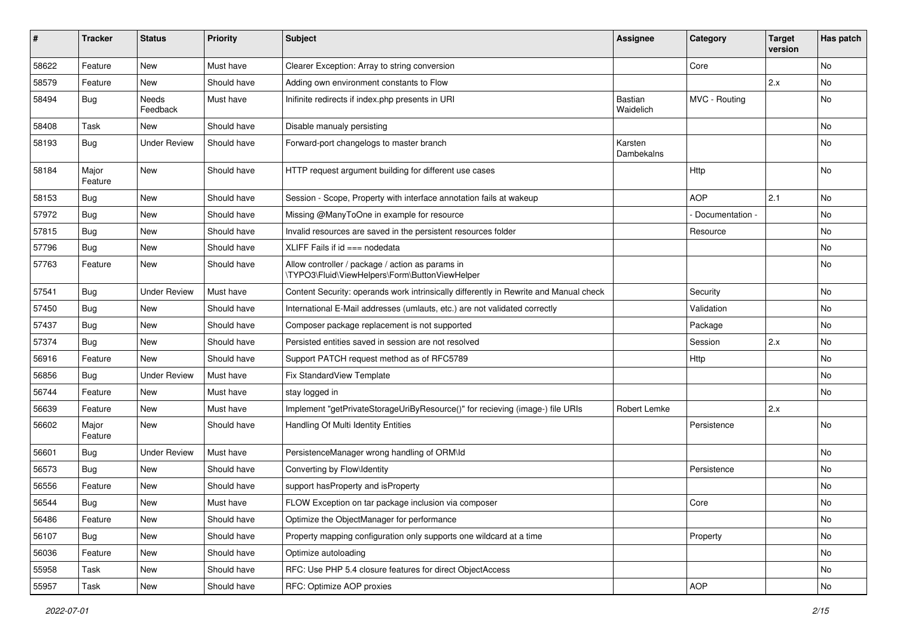| # | Tracker | Status | Priority | Subject | Assignee | Category | Target version | Has patch |
|---|---|---|---|---|---|---|---|---|
| 58622 | Feature | New | Must have | Clearer Exception: Array to string conversion | | Core | | No |
| 58579 | Feature | New | Should have | Adding own environment constants to Flow | | | 2.x | No |
| 58494 | Bug | Needs Feedback | Must have | Inifinite redirects if index.php presents in URI | Bastian Waidelich | MVC - Routing | | No |
| 58408 | Task | New | Should have | Disable manualy persisting | | | | No |
| 58193 | Bug | Under Review | Should have | Forward-port changelogs to master branch | Karsten Dambekalns | | | No |
| 58184 | Major Feature | New | Should have | HTTP request argument building for different use cases | | Http | | No |
| 58153 | Bug | New | Should have | Session - Scope, Property with interface annotation fails at wakeup | | AOP | 2.1 | No |
| 57972 | Bug | New | Should have | Missing @ManyToOne in example for resource | | - Documentation - | | No |
| 57815 | Bug | New | Should have | Invalid resources are saved in the persistent resources folder | | Resource | | No |
| 57796 | Bug | New | Should have | XLIFF Fails if id === nodedata | | | | No |
| 57763 | Feature | New | Should have | Allow controller / package / action as params in \TYPO3\Fluid\ViewHelpers\Form\ButtonViewHelper | | | | No |
| 57541 | Bug | Under Review | Must have | Content Security: operands work intrinsically differently in Rewrite and Manual check | | Security | | No |
| 57450 | Bug | New | Should have | International E-Mail addresses (umlauts, etc.) are not validated correctly | | Validation | | No |
| 57437 | Bug | New | Should have | Composer package replacement is not supported | | Package | | No |
| 57374 | Bug | New | Should have | Persisted entities saved in session are not resolved | | Session | 2.x | No |
| 56916 | Feature | New | Should have | Support PATCH request method as of RFC5789 | | Http | | No |
| 56856 | Bug | Under Review | Must have | Fix StandardView Template | | | | No |
| 56744 | Feature | New | Must have | stay logged in | | | | No |
| 56639 | Feature | New | Must have | Implement "getPrivateStorageUriByResource()" for recieving (image-) file URIs | Robert Lemke | | 2.x | |
| 56602 | Major Feature | New | Should have | Handling Of Multi Identity Entities | | Persistence | | No |
| 56601 | Bug | Under Review | Must have | PersistenceManager wrong handling of ORM\Id | | | | No |
| 56573 | Bug | New | Should have | Converting by Flow\Identity | | Persistence | | No |
| 56556 | Feature | New | Should have | support hasProperty and isProperty | | | | No |
| 56544 | Bug | New | Must have | FLOW Exception on tar package inclusion via composer | | Core | | No |
| 56486 | Feature | New | Should have | Optimize the ObjectManager for performance | | | | No |
| 56107 | Bug | New | Should have | Property mapping configuration only supports one wildcard at a time | | Property | | No |
| 56036 | Feature | New | Should have | Optimize autoloading | | | | No |
| 55958 | Task | New | Should have | RFC: Use PHP 5.4 closure features for direct ObjectAccess | | | | No |
| 55957 | Task | New | Should have | RFC: Optimize AOP proxies | | AOP | | No |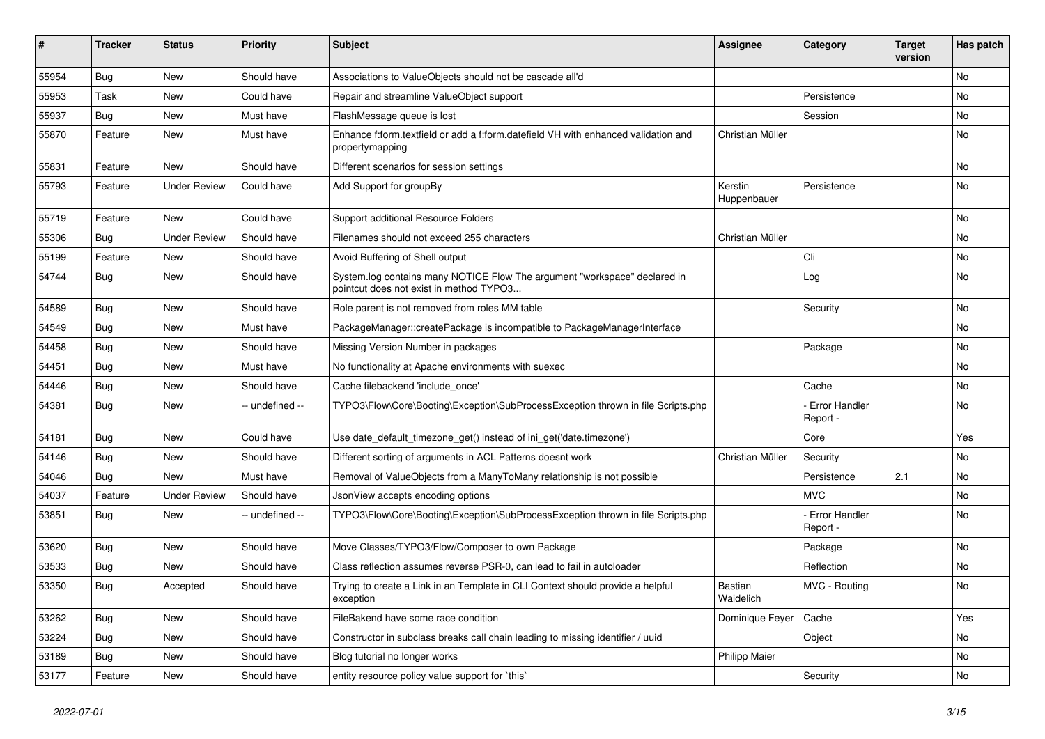| # | Tracker | Status | Priority | Subject | Assignee | Category | Target version | Has patch |
|---|---|---|---|---|---|---|---|---|
| 55954 | Bug | New | Should have | Associations to ValueObjects should not be cascade all'd | | | | No |
| 55953 | Task | New | Could have | Repair and streamline ValueObject support | | Persistence | | No |
| 55937 | Bug | New | Must have | FlashMessage queue is lost | | Session | | No |
| 55870 | Feature | New | Must have | Enhance f:form.textfield or add a f:form.datefield VH with enhanced validation and propertymapping | Christian Müller | | | No |
| 55831 | Feature | New | Should have | Different scenarios for session settings | | | | No |
| 55793 | Feature | Under Review | Could have | Add Support for groupBy | Kerstin Huppenbauer | Persistence | | No |
| 55719 | Feature | New | Could have | Support additional Resource Folders | | | | No |
| 55306 | Bug | Under Review | Should have | Filenames should not exceed 255 characters | Christian Müller | | | No |
| 55199 | Feature | New | Should have | Avoid Buffering of Shell output | | Cli | | No |
| 54744 | Bug | New | Should have | System.log contains many NOTICE Flow The argument "workspace" declared in pointcut does not exist in method TYPO3... | | Log | | No |
| 54589 | Bug | New | Should have | Role parent is not removed from roles MM table | | Security | | No |
| 54549 | Bug | New | Must have | PackageManager::createPackage is incompatible to PackageManagerInterface | | | | No |
| 54458 | Bug | New | Should have | Missing Version Number in packages | | Package | | No |
| 54451 | Bug | New | Must have | No functionality at Apache environments with suexec | | | | No |
| 54446 | Bug | New | Should have | Cache filebackend 'include_once' | | Cache | | No |
| 54381 | Bug | New | -- undefined -- | TYPO3\Flow\Core\Booting\Exception\SubProcessException thrown in file Scripts.php | | - Error Handler Report - | | No |
| 54181 | Bug | New | Could have | Use date_default_timezone_get() instead of ini_get('date.timezone') | | Core | | Yes |
| 54146 | Bug | New | Should have | Different sorting of arguments in ACL Patterns doesnt work | Christian Müller | Security | | No |
| 54046 | Bug | New | Must have | Removal of ValueObjects from a ManyToMany relationship is not possible | | Persistence | 2.1 | No |
| 54037 | Feature | Under Review | Should have | JsonView accepts encoding options | | MVC | | No |
| 53851 | Bug | New | -- undefined -- | TYPO3\Flow\Core\Booting\Exception\SubProcessException thrown in file Scripts.php | | - Error Handler Report - | | No |
| 53620 | Bug | New | Should have | Move Classes/TYPO3/Flow/Composer to own Package | | Package | | No |
| 53533 | Bug | New | Should have | Class reflection assumes reverse PSR-0, can lead to fail in autoloader | | Reflection | | No |
| 53350 | Bug | Accepted | Should have | Trying to create a Link in an Template in CLI Context should provide a helpful exception | Bastian Waidelich | MVC - Routing | | No |
| 53262 | Bug | New | Should have | FileBakend have some race condition | Dominique Feyer | Cache | | Yes |
| 53224 | Bug | New | Should have | Constructor in subclass breaks call chain leading to missing identifier / uuid | | Object | | No |
| 53189 | Bug | New | Should have | Blog tutorial no longer works | Philipp Maier | | | No |
| 53177 | Feature | New | Should have | entity resource policy value support for `this` | | Security | | No |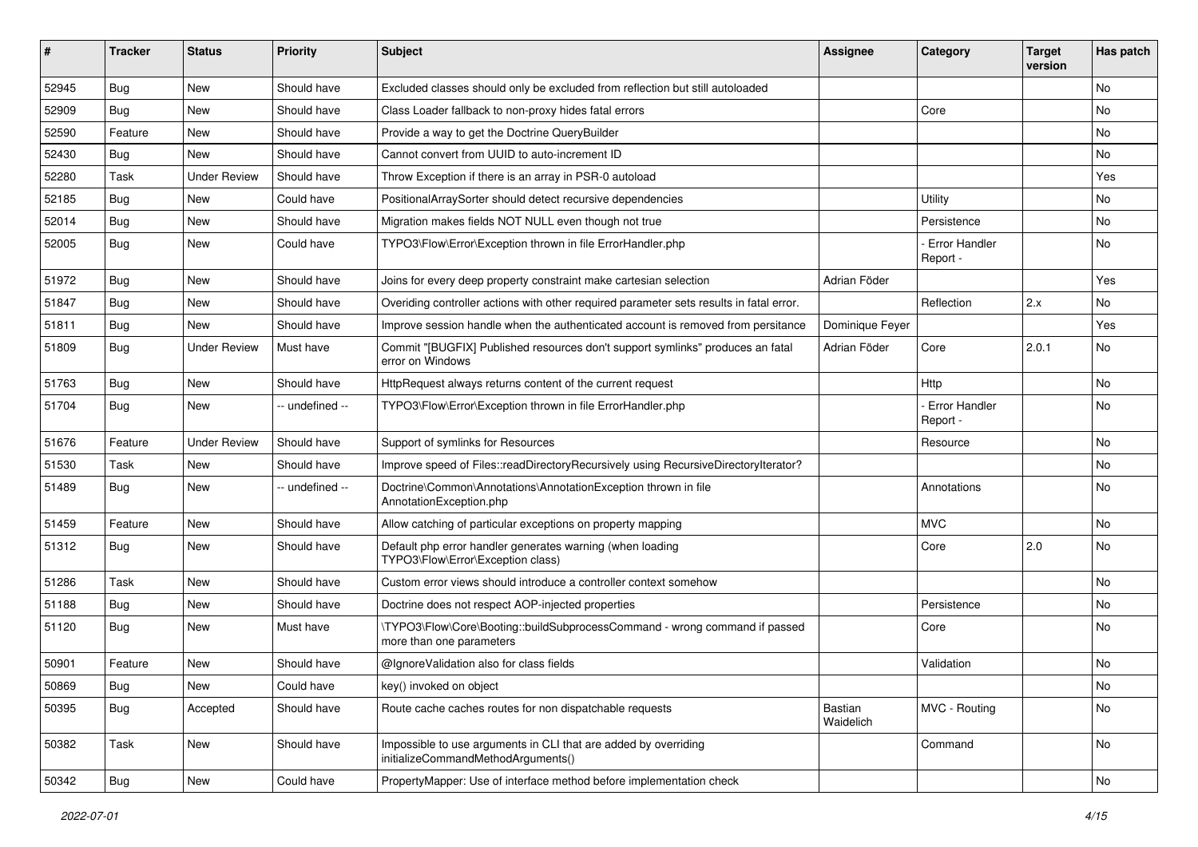| # | Tracker | Status | Priority | Subject | Assignee | Category | Target version | Has patch |
|---|---|---|---|---|---|---|---|---|
| 52945 | Bug | New | Should have | Excluded classes should only be excluded from reflection but still autoloaded | | | | No |
| 52909 | Bug | New | Should have | Class Loader fallback to non-proxy hides fatal errors | | Core | | No |
| 52590 | Feature | New | Should have | Provide a way to get the Doctrine QueryBuilder | | | | No |
| 52430 | Bug | New | Should have | Cannot convert from UUID to auto-increment ID | | | | No |
| 52280 | Task | Under Review | Should have | Throw Exception if there is an array in PSR-0 autoload | | | | Yes |
| 52185 | Bug | New | Could have | PositionalArraySorter should detect recursive dependencies | | Utility | | No |
| 52014 | Bug | New | Should have | Migration makes fields NOT NULL even though not true | | Persistence | | No |
| 52005 | Bug | New | Could have | TYPO3\Flow\Error\Exception thrown in file ErrorHandler.php | | - Error Handler Report - | | No |
| 51972 | Bug | New | Should have | Joins for every deep property constraint make cartesian selection | Adrian Föder | | | Yes |
| 51847 | Bug | New | Should have | Overiding controller actions with other required parameter sets results in fatal error. | | Reflection | 2.x | No |
| 51811 | Bug | New | Should have | Improve session handle when the authenticated account is removed from persitance | Dominique Feyer | | | Yes |
| 51809 | Bug | Under Review | Must have | Commit "[BUGFIX] Published resources don't support symlinks" produces an fatal error on Windows | Adrian Föder | Core | 2.0.1 | No |
| 51763 | Bug | New | Should have | HttpRequest always returns content of the current request | | Http | | No |
| 51704 | Bug | New | -- undefined -- | TYPO3\Flow\Error\Exception thrown in file ErrorHandler.php | | - Error Handler Report - | | No |
| 51676 | Feature | Under Review | Should have | Support of symlinks for Resources | | Resource | | No |
| 51530 | Task | New | Should have | Improve speed of Files::readDirectoryRecursively using RecursiveDirectoryIterator? | | | | No |
| 51489 | Bug | New | -- undefined -- | Doctrine\Common\Annotations\AnnotationException thrown in file AnnotationException.php | | Annotations | | No |
| 51459 | Feature | New | Should have | Allow catching of particular exceptions on property mapping | | MVC | | No |
| 51312 | Bug | New | Should have | Default php error handler generates warning (when loading TYPO3\Flow\Error\Exception class) | | Core | 2.0 | No |
| 51286 | Task | New | Should have | Custom error views should introduce a controller context somehow | | | | No |
| 51188 | Bug | New | Should have | Doctrine does not respect AOP-injected properties | | Persistence | | No |
| 51120 | Bug | New | Must have | \TYPO3\Flow\Core\Booting::buildSubprocessCommand - wrong command if passed more than one parameters | | Core | | No |
| 50901 | Feature | New | Should have | @IgnoreValidation also for class fields | | Validation | | No |
| 50869 | Bug | New | Could have | key() invoked on object | | | | No |
| 50395 | Bug | Accepted | Should have | Route cache caches routes for non dispatchable requests | Bastian Waidelich | MVC - Routing | | No |
| 50382 | Task | New | Should have | Impossible to use arguments in CLI that are added by overriding initializeCommandMethodArguments() | | Command | | No |
| 50342 | Bug | New | Could have | PropertyMapper: Use of interface method before implementation check | | | | No |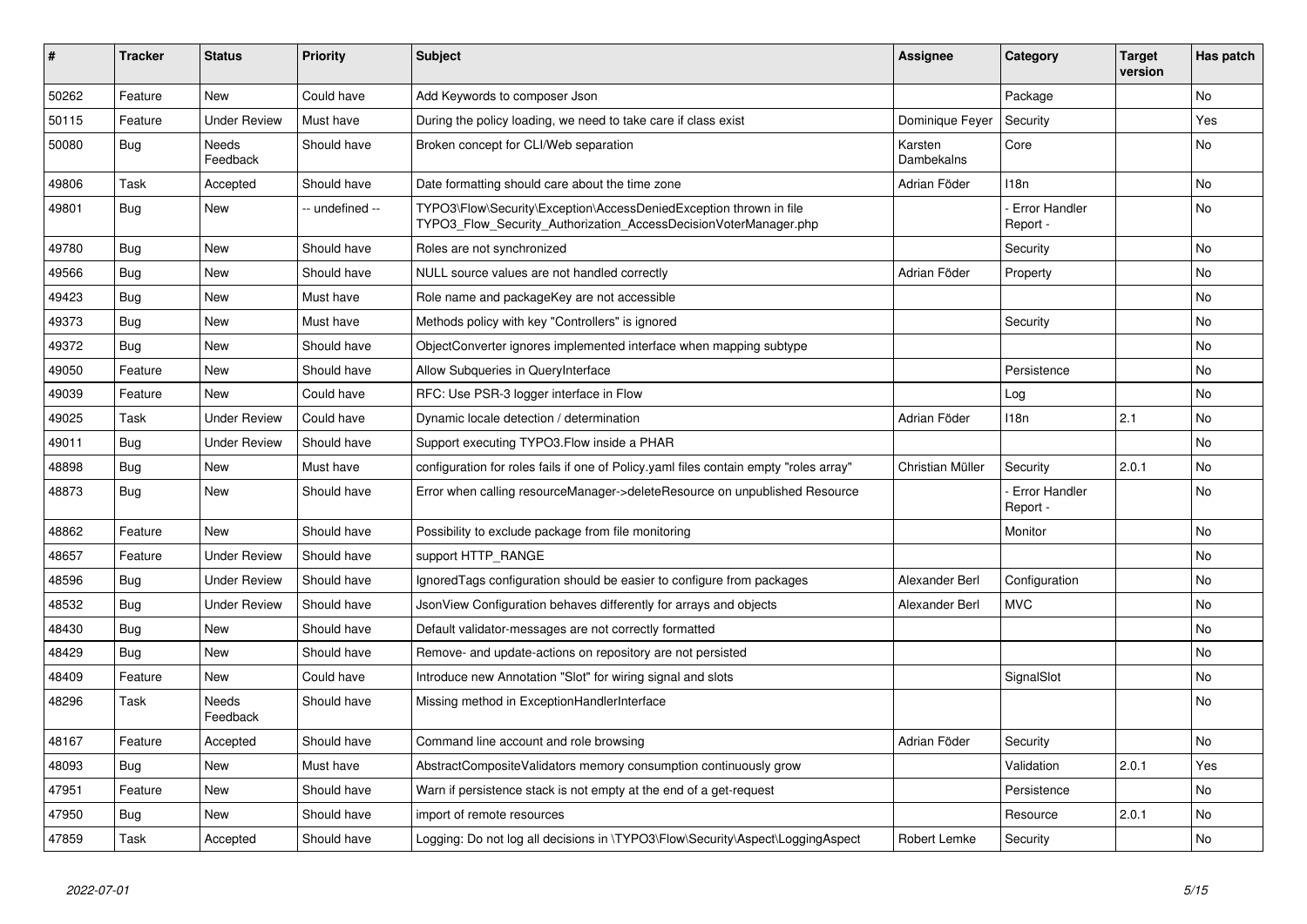| # | Tracker | Status | Priority | Subject | Assignee | Category | Target version | Has patch |
|---|---|---|---|---|---|---|---|---|
| 50262 | Feature | New | Could have | Add Keywords to composer Json | | Package | | No |
| 50115 | Feature | Under Review | Must have | During the policy loading, we need to take care if class exist | Dominique Feyer | Security | | Yes |
| 50080 | Bug | Needs Feedback | Should have | Broken concept for CLI/Web separation | Karsten Dambekalns | Core | | No |
| 49806 | Task | Accepted | Should have | Date formatting should care about the time zone | Adrian Föder | I18n | | No |
| 49801 | Bug | New | -- undefined -- | TYPO3\Flow\Security\Exception\AccessDeniedException thrown in file TYPO3_Flow_Security_Authorization_AccessDecisionVoterManager.php | | - Error Handler Report - | | No |
| 49780 | Bug | New | Should have | Roles are not synchronized | | Security | | No |
| 49566 | Bug | New | Should have | NULL source values are not handled correctly | Adrian Föder | Property | | No |
| 49423 | Bug | New | Must have | Role name and packageKey are not accessible | | | | No |
| 49373 | Bug | New | Must have | Methods policy with key "Controllers" is ignored | | Security | | No |
| 49372 | Bug | New | Should have | ObjectConverter ignores implemented interface when mapping subtype | | | | No |
| 49050 | Feature | New | Should have | Allow Subqueries in QueryInterface | | Persistence | | No |
| 49039 | Feature | New | Could have | RFC: Use PSR-3 logger interface in Flow | | Log | | No |
| 49025 | Task | Under Review | Could have | Dynamic locale detection / determination | Adrian Föder | I18n | 2.1 | No |
| 49011 | Bug | Under Review | Should have | Support executing TYPO3.Flow inside a PHAR | | | | No |
| 48898 | Bug | New | Must have | configuration for roles fails if one of Policy.yaml files contain empty "roles array" | Christian Müller | Security | 2.0.1 | No |
| 48873 | Bug | New | Should have | Error when calling resourceManager->deleteResource on unpublished Resource | | - Error Handler Report - | | No |
| 48862 | Feature | New | Should have | Possibility to exclude package from file monitoring | | Monitor | | No |
| 48657 | Feature | Under Review | Should have | support HTTP_RANGE | | | | No |
| 48596 | Bug | Under Review | Should have | IgnoredTags configuration should be easier to configure from packages | Alexander Berl | Configuration | | No |
| 48532 | Bug | Under Review | Should have | JsonView Configuration behaves differently for arrays and objects | Alexander Berl | MVC | | No |
| 48430 | Bug | New | Should have | Default validator-messages are not correctly formatted | | | | No |
| 48429 | Bug | New | Should have | Remove- and update-actions on repository are not persisted | | | | No |
| 48409 | Feature | New | Could have | Introduce new Annotation "Slot" for wiring signal and slots | | SignalSlot | | No |
| 48296 | Task | Needs Feedback | Should have | Missing method in ExceptionHandlerInterface | | | | No |
| 48167 | Feature | Accepted | Should have | Command line account and role browsing | Adrian Föder | Security | | No |
| 48093 | Bug | New | Must have | AbstractCompositeValidators memory consumption continuously grow | | Validation | 2.0.1 | Yes |
| 47951 | Feature | New | Should have | Warn if persistence stack is not empty at the end of a get-request | | Persistence | | No |
| 47950 | Bug | New | Should have | import of remote resources | | Resource | 2.0.1 | No |
| 47859 | Task | Accepted | Should have | Logging: Do not log all decisions in \TYPO3\Flow\Security\Aspect\LoggingAspect | Robert Lemke | Security | | No |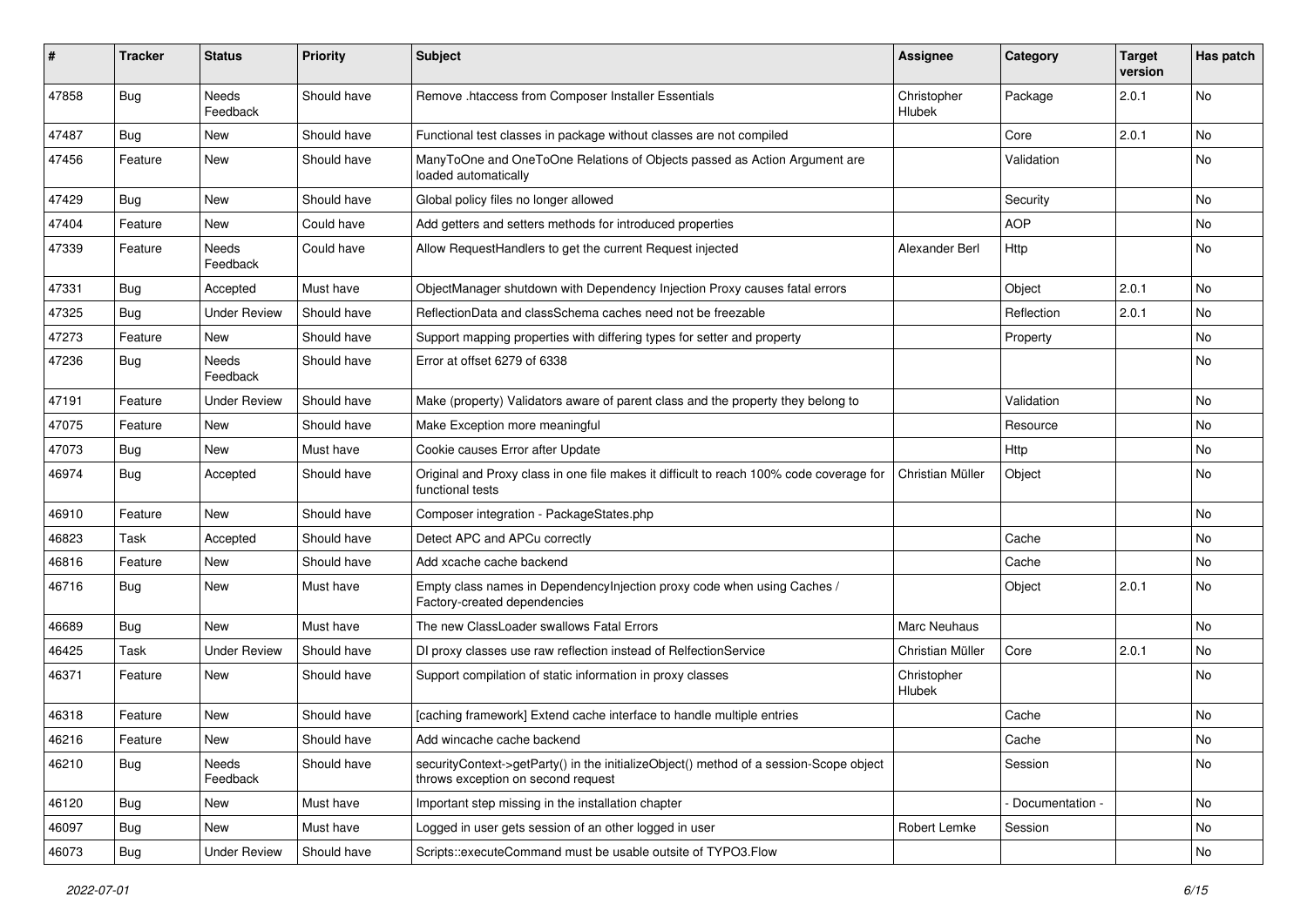| # | Tracker | Status | Priority | Subject | Assignee | Category | Target version | Has patch |
| --- | --- | --- | --- | --- | --- | --- | --- | --- |
| 47858 | Bug | Needs Feedback | Should have | Remove .htaccess from Composer Installer Essentials | Christopher Hlubek | Package | 2.0.1 | No |
| 47487 | Bug | New | Should have | Functional test classes in package without classes are not compiled | | Core | 2.0.1 | No |
| 47456 | Feature | New | Should have | ManyToOne and OneToOne Relations of Objects passed as Action Argument are loaded automatically | | Validation | | No |
| 47429 | Bug | New | Should have | Global policy files no longer allowed | | Security | | No |
| 47404 | Feature | New | Could have | Add getters and setters methods for introduced properties | | AOP | | No |
| 47339 | Feature | Needs Feedback | Could have | Allow RequestHandlers to get the current Request injected | Alexander Berl | Http | | No |
| 47331 | Bug | Accepted | Must have | ObjectManager shutdown with Dependency Injection Proxy causes fatal errors | | Object | 2.0.1 | No |
| 47325 | Bug | Under Review | Should have | ReflectionData and classSchema caches need not be freezable | | Reflection | 2.0.1 | No |
| 47273 | Feature | New | Should have | Support mapping properties with differing types for setter and property | | Property | | No |
| 47236 | Bug | Needs Feedback | Should have | Error at offset 6279 of 6338 | | | | No |
| 47191 | Feature | Under Review | Should have | Make (property) Validators aware of parent class and the property they belong to | | Validation | | No |
| 47075 | Feature | New | Should have | Make Exception more meaningful | | Resource | | No |
| 47073 | Bug | New | Must have | Cookie causes Error after Update | | Http | | No |
| 46974 | Bug | Accepted | Should have | Original and Proxy class in one file makes it difficult to reach 100% code coverage for functional tests | Christian Müller | Object | | No |
| 46910 | Feature | New | Should have | Composer integration - PackageStates.php | | | | No |
| 46823 | Task | Accepted | Should have | Detect APC and APCu correctly | | Cache | | No |
| 46816 | Feature | New | Should have | Add xcache cache backend | | Cache | | No |
| 46716 | Bug | New | Must have | Empty class names in DependencyInjection proxy code when using Caches / Factory-created dependencies | | Object | 2.0.1 | No |
| 46689 | Bug | New | Must have | The new ClassLoader swallows Fatal Errors | Marc Neuhaus | | | No |
| 46425 | Task | Under Review | Should have | DI proxy classes use raw reflection instead of RelfectionService | Christian Müller | Core | 2.0.1 | No |
| 46371 | Feature | New | Should have | Support compilation of static information in proxy classes | Christopher Hlubek | | | No |
| 46318 | Feature | New | Should have | [caching framework] Extend cache interface to handle multiple entries | | Cache | | No |
| 46216 | Feature | New | Should have | Add wincache cache backend | | Cache | | No |
| 46210 | Bug | Needs Feedback | Should have | securityContext->getParty() in the initializeObject() method of a session-Scope object throws exception on second request | | Session | | No |
| 46120 | Bug | New | Must have | Important step missing in the installation chapter | | - Documentation - | | No |
| 46097 | Bug | New | Must have | Logged in user gets session of an other logged in user | Robert Lemke | Session | | No |
| 46073 | Bug | Under Review | Should have | Scripts::executeCommand must be usable outsite of TYPO3.Flow | | | | No |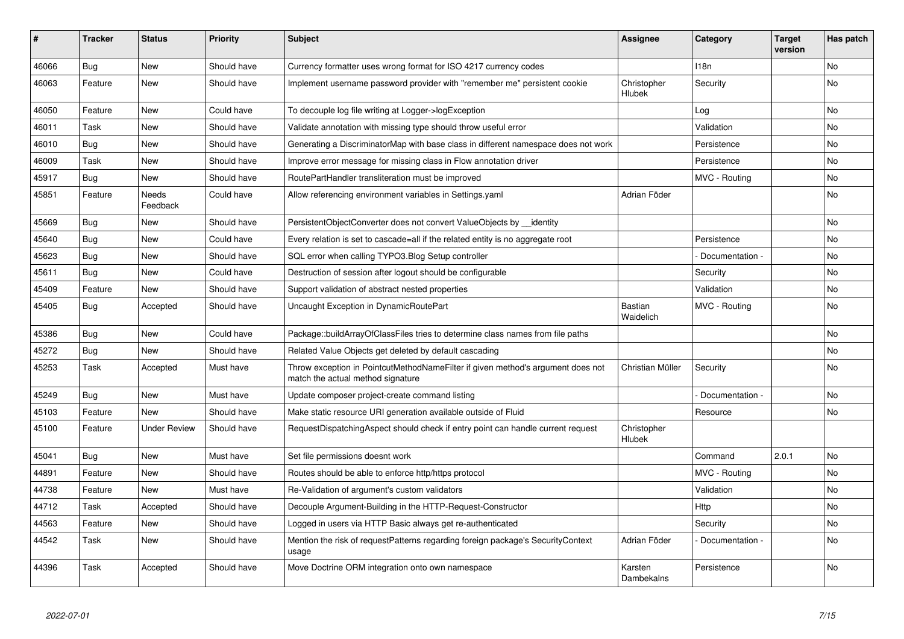| # | Tracker | Status | Priority | Subject | Assignee | Category | Target version | Has patch |
|---|---|---|---|---|---|---|---|---|
| 46066 | Bug | New | Should have | Currency formatter uses wrong format for ISO 4217 currency codes | | I18n | | No |
| 46063 | Feature | New | Should have | Implement username password provider with "remember me" persistent cookie | Christopher Hlubek | Security | | No |
| 46050 | Feature | New | Could have | To decouple log file writing at Logger->logException | | Log | | No |
| 46011 | Task | New | Should have | Validate annotation with missing type should throw useful error | | Validation | | No |
| 46010 | Bug | New | Should have | Generating a DiscriminatorMap with base class in different namespace does not work | | Persistence | | No |
| 46009 | Task | New | Should have | Improve error message for missing class in Flow annotation driver | | Persistence | | No |
| 45917 | Bug | New | Should have | RoutePartHandler transliteration must be improved | | MVC - Routing | | No |
| 45851 | Feature | Needs Feedback | Could have | Allow referencing environment variables in Settings.yaml | Adrian Föder | | | No |
| 45669 | Bug | New | Should have | PersistentObjectConverter does not convert ValueObjects by __identity | | | | No |
| 45640 | Bug | New | Could have | Every relation is set to cascade=all if the related entity is no aggregate root | | Persistence | | No |
| 45623 | Bug | New | Should have | SQL error when calling TYPO3.Blog Setup controller | | - Documentation - | | No |
| 45611 | Bug | New | Could have | Destruction of session after logout should be configurable | | Security | | No |
| 45409 | Feature | New | Should have | Support validation of abstract nested properties | | Validation | | No |
| 45405 | Bug | Accepted | Should have | Uncaught Exception in DynamicRoutePart | Bastian Waidelich | MVC - Routing | | No |
| 45386 | Bug | New | Could have | Package::buildArrayOfClassFiles tries to determine class names from file paths | | | | No |
| 45272 | Bug | New | Should have | Related Value Objects get deleted by default cascading | | | | No |
| 45253 | Task | Accepted | Must have | Throw exception in PointcutMethodNameFilter if given method's argument does not match the actual method signature | Christian Müller | Security | | No |
| 45249 | Bug | New | Must have | Update composer project-create command listing | | - Documentation - | | No |
| 45103 | Feature | New | Should have | Make static resource URI generation available outside of Fluid | | Resource | | No |
| 45100 | Feature | Under Review | Should have | RequestDispatchingAspect should check if entry point can handle current request | Christopher Hlubek | | | |
| 45041 | Bug | New | Must have | Set file permissions doesnt work | | Command | 2.0.1 | No |
| 44891 | Feature | New | Should have | Routes should be able to enforce http/https protocol | | MVC - Routing | | No |
| 44738 | Feature | New | Must have | Re-Validation of argument's custom validators | | Validation | | No |
| 44712 | Task | Accepted | Should have | Decouple Argument-Building in the HTTP-Request-Constructor | | Http | | No |
| 44563 | Feature | New | Should have | Logged in users via HTTP Basic always get re-authenticated | | Security | | No |
| 44542 | Task | New | Should have | Mention the risk of requestPatterns regarding foreign package's SecurityContext usage | Adrian Föder | - Documentation - | | No |
| 44396 | Task | Accepted | Should have | Move Doctrine ORM integration onto own namespace | Karsten Dambekalns | Persistence | | No |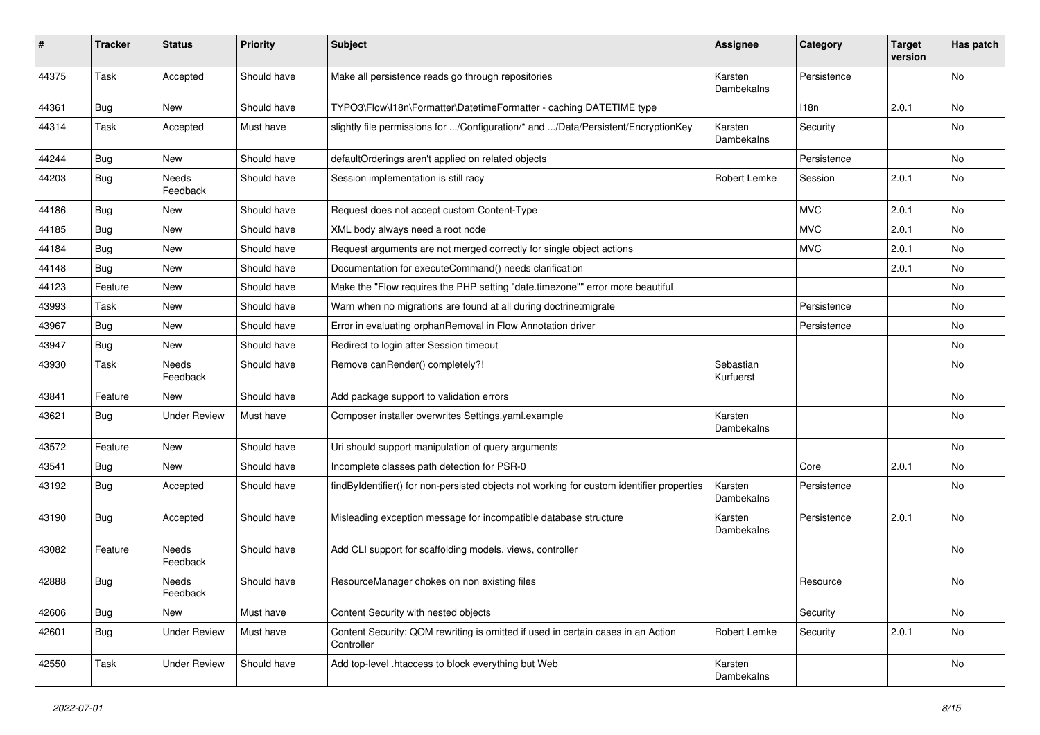| # | Tracker | Status | Priority | Subject | Assignee | Category | Target version | Has patch |
|---|---|---|---|---|---|---|---|---|
| 44375 | Task | Accepted | Should have | Make all persistence reads go through repositories | Karsten Dambekalns | Persistence | | No |
| 44361 | Bug | New | Should have | TYPO3\Flow\I18n\Formatter\DatetimeFormatter - caching DATETIME type | | I18n | 2.0.1 | No |
| 44314 | Task | Accepted | Must have | slightly file permissions for .../Configuration/* and .../Data/Persistent/EncryptionKey | Karsten Dambekalns | Security | | No |
| 44244 | Bug | New | Should have | defaultOrderings aren't applied on related objects | | Persistence | | No |
| 44203 | Bug | Needs Feedback | Should have | Session implementation is still racy | Robert Lemke | Session | 2.0.1 | No |
| 44186 | Bug | New | Should have | Request does not accept custom Content-Type | | MVC | 2.0.1 | No |
| 44185 | Bug | New | Should have | XML body always need a root node | | MVC | 2.0.1 | No |
| 44184 | Bug | New | Should have | Request arguments are not merged correctly for single object actions | | MVC | 2.0.1 | No |
| 44148 | Bug | New | Should have | Documentation for executeCommand() needs clarification | | | 2.0.1 | No |
| 44123 | Feature | New | Should have | Make the "Flow requires the PHP setting "date.timezone"" error more beautiful | | | | No |
| 43993 | Task | New | Should have | Warn when no migrations are found at all during doctrine:migrate | | Persistence | | No |
| 43967 | Bug | New | Should have | Error in evaluating orphanRemoval in Flow Annotation driver | | Persistence | | No |
| 43947 | Bug | New | Should have | Redirect to login after Session timeout | | | | No |
| 43930 | Task | Needs Feedback | Should have | Remove canRender() completely?! | Sebastian Kurfuerst | | | No |
| 43841 | Feature | New | Should have | Add package support to validation errors | | | | No |
| 43621 | Bug | Under Review | Must have | Composer installer overwrites Settings.yaml.example | Karsten Dambekalns | | | No |
| 43572 | Feature | New | Should have | Uri should support manipulation of query arguments | | | | No |
| 43541 | Bug | New | Should have | Incomplete classes path detection for PSR-0 | | Core | 2.0.1 | No |
| 43192 | Bug | Accepted | Should have | findByIdentifier() for non-persisted objects not working for custom identifier properties | Karsten Dambekalns | Persistence | | No |
| 43190 | Bug | Accepted | Should have | Misleading exception message for incompatible database structure | Karsten Dambekalns | Persistence | 2.0.1 | No |
| 43082 | Feature | Needs Feedback | Should have | Add CLI support for scaffolding models, views, controller | | | | No |
| 42888 | Bug | Needs Feedback | Should have | ResourceManager chokes on non existing files | | Resource | | No |
| 42606 | Bug | New | Must have | Content Security with nested objects | | Security | | No |
| 42601 | Bug | Under Review | Must have | Content Security: QOM rewriting is omitted if used in certain cases in an Action Controller | Robert Lemke | Security | 2.0.1 | No |
| 42550 | Task | Under Review | Should have | Add top-level .htaccess to block everything but Web | Karsten Dambekalns | | | No |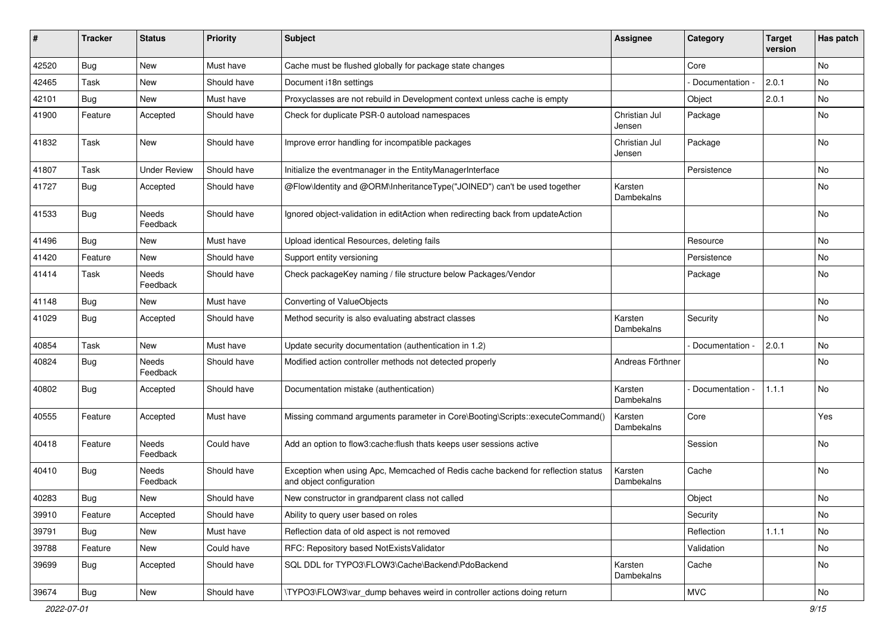| # | Tracker | Status | Priority | Subject | Assignee | Category | Target version | Has patch |
|---|---|---|---|---|---|---|---|---|
| 42520 | Bug | New | Must have | Cache must be flushed globally for package state changes | | Core | | No |
| 42465 | Task | New | Should have | Document i18n settings | | - Documentation - | 2.0.1 | No |
| 42101 | Bug | New | Must have | Proxyclasses are not rebuild in Development context unless cache is empty | | Object | 2.0.1 | No |
| 41900 | Feature | Accepted | Should have | Check for duplicate PSR-0 autoload namespaces | Christian Jul Jensen | Package | | No |
| 41832 | Task | New | Should have | Improve error handling for incompatible packages | Christian Jul Jensen | Package | | No |
| 41807 | Task | Under Review | Should have | Initialize the eventmanager in the EntityManagerInterface | | Persistence | | No |
| 41727 | Bug | Accepted | Should have | @Flow\Identity and @ORM\InheritanceType("JOINED") can't be used together | Karsten Dambekalns | | | No |
| 41533 | Bug | Needs Feedback | Should have | Ignored object-validation in editAction when redirecting back from updateAction | | | | No |
| 41496 | Bug | New | Must have | Upload identical Resources, deleting fails | | Resource | | No |
| 41420 | Feature | New | Should have | Support entity versioning | | Persistence | | No |
| 41414 | Task | Needs Feedback | Should have | Check packageKey naming / file structure below Packages/Vendor | | Package | | No |
| 41148 | Bug | New | Must have | Converting of ValueObjects | | | | No |
| 41029 | Bug | Accepted | Should have | Method security is also evaluating abstract classes | Karsten Dambekalns | Security | | No |
| 40854 | Task | New | Must have | Update security documentation (authentication in 1.2) | | - Documentation - | 2.0.1 | No |
| 40824 | Bug | Needs Feedback | Should have | Modified action controller methods not detected properly | Andreas Förthner | | | No |
| 40802 | Bug | Accepted | Should have | Documentation mistake (authentication) | Karsten Dambekalns | - Documentation - | 1.1.1 | No |
| 40555 | Feature | Accepted | Must have | Missing command arguments parameter in Core\Booting\Scripts::executeCommand() | Karsten Dambekalns | Core | | Yes |
| 40418 | Feature | Needs Feedback | Could have | Add an option to flow3:cache:flush thats keeps user sessions active | | Session | | No |
| 40410 | Bug | Needs Feedback | Should have | Exception when using Apc, Memcached of Redis cache backend for reflection status and object configuration | Karsten Dambekalns | Cache | | No |
| 40283 | Bug | New | Should have | New constructor in grandparent class not called | | Object | | No |
| 39910 | Feature | Accepted | Should have | Ability to query user based on roles | | Security | | No |
| 39791 | Bug | New | Must have | Reflection data of old aspect is not removed | | Reflection | 1.1.1 | No |
| 39788 | Feature | New | Could have | RFC: Repository based NotExistsValidator | | Validation | | No |
| 39699 | Bug | Accepted | Should have | SQL DDL for TYPO3\FLOW3\Cache\Backend\PdoBackend | Karsten Dambekalns | Cache | | No |
| 39674 | Bug | New | Should have | \TYPO3\FLOW3\var_dump behaves weird in controller actions doing return | | MVC | | No |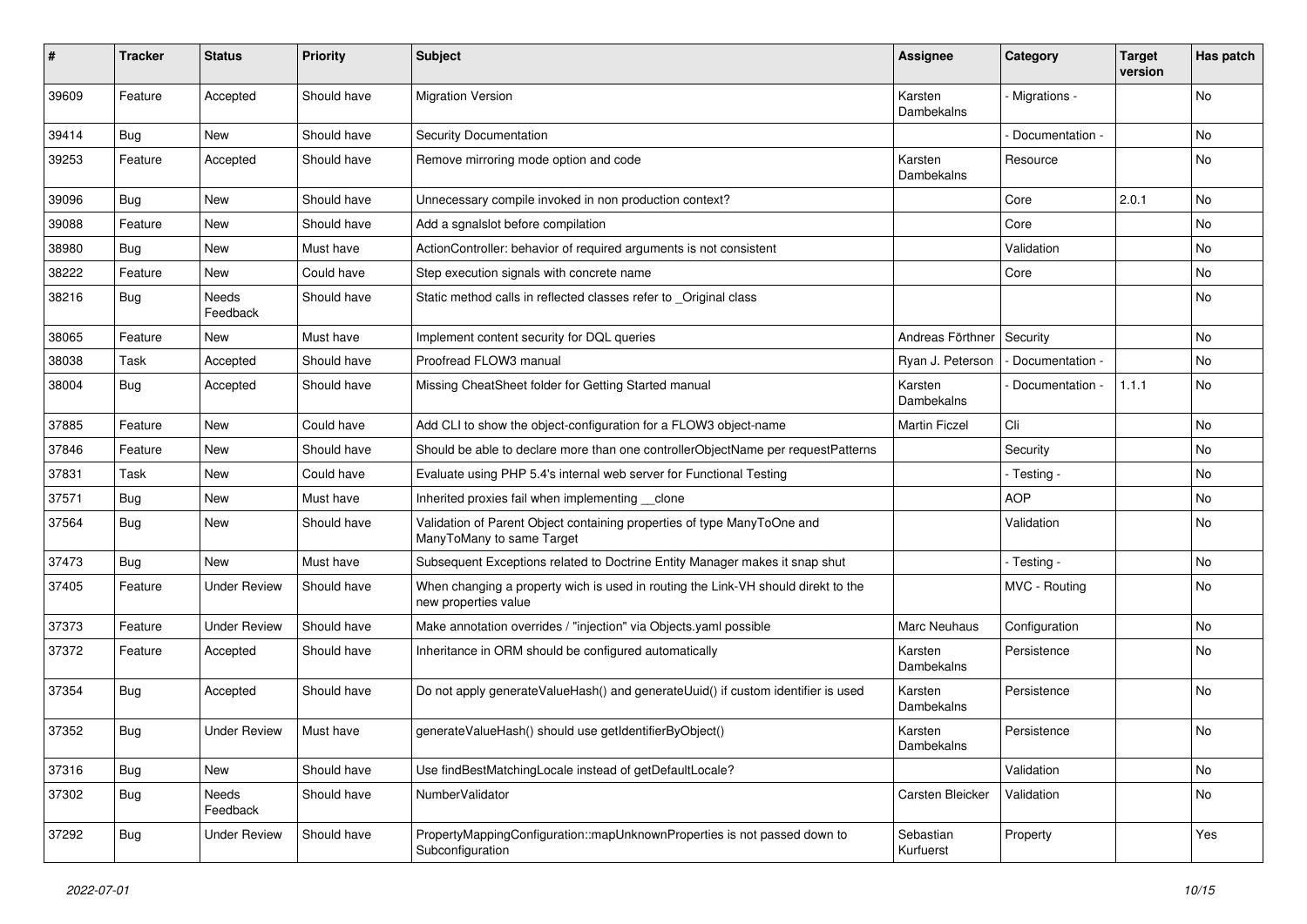| # | Tracker | Status | Priority | Subject | Assignee | Category | Target version | Has patch |
|---|---|---|---|---|---|---|---|---|
| 39609 | Feature | Accepted | Should have | Migration Version | Karsten Dambekalns | - Migrations - | | No |
| 39414 | Bug | New | Should have | Security Documentation | | - Documentation - | | No |
| 39253 | Feature | Accepted | Should have | Remove mirroring mode option and code | Karsten Dambekalns | Resource | | No |
| 39096 | Bug | New | Should have | Unnecessary compile invoked in non production context? | | Core | 2.0.1 | No |
| 39088 | Feature | New | Should have | Add a sgnalslot before compilation | | Core | | No |
| 38980 | Bug | New | Must have | ActionController: behavior of required arguments is not consistent | | Validation | | No |
| 38222 | Feature | New | Could have | Step execution signals with concrete name | | Core | | No |
| 38216 | Bug | Needs Feedback | Should have | Static method calls in reflected classes refer to _Original class | | | | No |
| 38065 | Feature | New | Must have | Implement content security for DQL queries | Andreas Förthner | Security | | No |
| 38038 | Task | Accepted | Should have | Proofread FLOW3 manual | Ryan J. Peterson | - Documentation - | | No |
| 38004 | Bug | Accepted | Should have | Missing CheatSheet folder for Getting Started manual | Karsten Dambekalns | - Documentation - | 1.1.1 | No |
| 37885 | Feature | New | Could have | Add CLI to show the object-configuration for a FLOW3 object-name | Martin Ficzel | Cli | | No |
| 37846 | Feature | New | Should have | Should be able to declare more than one controllerObjectName per requestPatterns | | Security | | No |
| 37831 | Task | New | Could have | Evaluate using PHP 5.4's internal web server for Functional Testing | | - Testing - | | No |
| 37571 | Bug | New | Must have | Inherited proxies fail when implementing __clone | | AOP | | No |
| 37564 | Bug | New | Should have | Validation of Parent Object containing properties of type ManyToOne and ManyToMany to same Target | | Validation | | No |
| 37473 | Bug | New | Must have | Subsequent Exceptions related to Doctrine Entity Manager makes it snap shut | | - Testing - | | No |
| 37405 | Feature | Under Review | Should have | When changing a property wich is used in routing the Link-VH should direkt to the new properties value | | MVC - Routing | | No |
| 37373 | Feature | Under Review | Should have | Make annotation overrides / "injection" via Objects.yaml possible | Marc Neuhaus | Configuration | | No |
| 37372 | Feature | Accepted | Should have | Inheritance in ORM should be configured automatically | Karsten Dambekalns | Persistence | | No |
| 37354 | Bug | Accepted | Should have | Do not apply generateValueHash() and generateUuid() if custom identifier is used | Karsten Dambekalns | Persistence | | No |
| 37352 | Bug | Under Review | Must have | generateValueHash() should use getIdentifierByObject() | Karsten Dambekalns | Persistence | | No |
| 37316 | Bug | New | Should have | Use findBestMatchingLocale instead of getDefaultLocale? | | Validation | | No |
| 37302 | Bug | Needs Feedback | Should have | NumberValidator | Carsten Bleicker | Validation | | No |
| 37292 | Bug | Under Review | Should have | PropertyMappingConfiguration::mapUnknownProperties is not passed down to Subconfiguration | Sebastian Kurfuerst | Property | | Yes |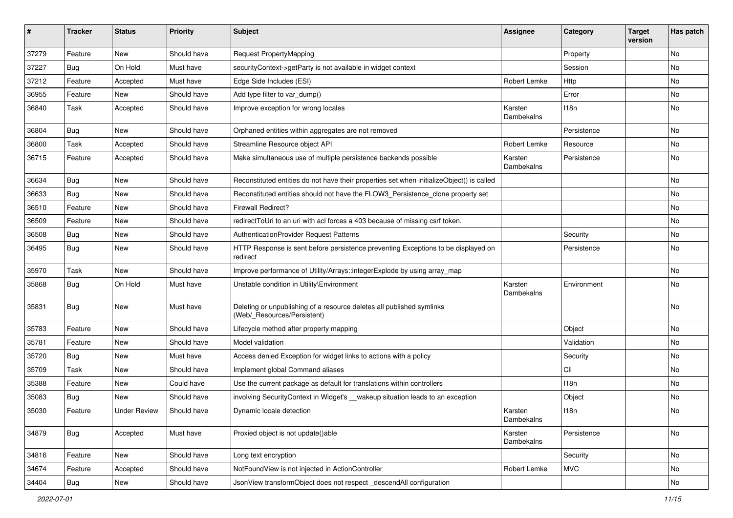| # | Tracker | Status | Priority | Subject | Assignee | Category | Target version | Has patch |
|---|---|---|---|---|---|---|---|---|
| 37279 | Feature | New | Should have | Request PropertyMapping | | Property | | No |
| 37227 | Bug | On Hold | Must have | securityContext->getParty is not available in widget context | | Session | | No |
| 37212 | Feature | Accepted | Must have | Edge Side Includes (ESI) | Robert Lemke | Http | | No |
| 36955 | Feature | New | Should have | Add type filter to var_dump() | | Error | | No |
| 36840 | Task | Accepted | Should have | Improve exception for wrong locales | Karsten Dambekalns | I18n | | No |
| 36804 | Bug | New | Should have | Orphaned entities within aggregates are not removed | | Persistence | | No |
| 36800 | Task | Accepted | Should have | Streamline Resource object API | Robert Lemke | Resource | | No |
| 36715 | Feature | Accepted | Should have | Make simultaneous use of multiple persistence backends possible | Karsten Dambekalns | Persistence | | No |
| 36634 | Bug | New | Should have | Reconstituted entities do not have their properties set when initializeObject() is called | | | | No |
| 36633 | Bug | New | Should have | Reconstituted entities should not have the FLOW3_Persistence_clone property set | | | | No |
| 36510 | Feature | New | Should have | Firewall Redirect? | | | | No |
| 36509 | Feature | New | Should have | redirectToUri to an uri with acl forces a 403 because of missing csrf token. | | | | No |
| 36508 | Bug | New | Should have | AuthenticationProvider Request Patterns | | Security | | No |
| 36495 | Bug | New | Should have | HTTP Response is sent before persistence preventing Exceptions to be displayed on redirect | | Persistence | | No |
| 35970 | Task | New | Should have | Improve performance of Utility/Arrays::integerExplode by using array_map | | | | No |
| 35868 | Bug | On Hold | Must have | Unstable condition in Utility\Environment | Karsten Dambekalns | Environment | | No |
| 35831 | Bug | New | Must have | Deleting or unpublishing of a resource deletes all published symlinks (Web/_Resources/Persistent) | | | | No |
| 35783 | Feature | New | Should have | Lifecycle method after property mapping | | Object | | No |
| 35781 | Feature | New | Should have | Model validation | | Validation | | No |
| 35720 | Bug | New | Must have | Access denied Exception for widget links to actions with a policy | | Security | | No |
| 35709 | Task | New | Should have | Implement global Command aliases | | Cli | | No |
| 35388 | Feature | New | Could have | Use the current package as default for translations within controllers | | I18n | | No |
| 35083 | Bug | New | Should have | involving SecurityContext in Widget's __wakeup situation leads to an exception | | Object | | No |
| 35030 | Feature | Under Review | Should have | Dynamic locale detection | Karsten Dambekalns | I18n | | No |
| 34879 | Bug | Accepted | Must have | Proxied object is not update()able | Karsten Dambekalns | Persistence | | No |
| 34816 | Feature | New | Should have | Long text encryption | | Security | | No |
| 34674 | Feature | Accepted | Should have | NotFoundView is not injected in ActionController | Robert Lemke | MVC | | No |
| 34404 | Bug | New | Should have | JsonView transformObject does not respect _descendAll configuration | | | | No |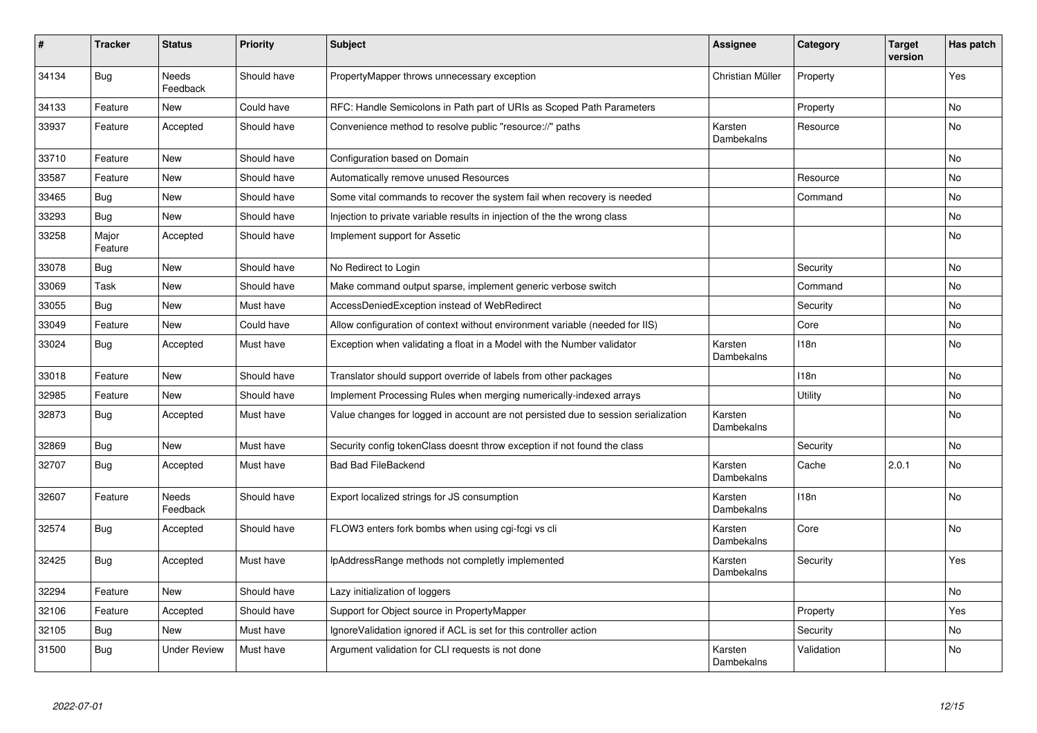| # | Tracker | Status | Priority | Subject | Assignee | Category | Target version | Has patch |
|---|---|---|---|---|---|---|---|---|
| 34134 | Bug | Needs Feedback | Should have | PropertyMapper throws unnecessary exception | Christian Müller | Property | | Yes |
| 34133 | Feature | New | Could have | RFC: Handle Semicolons in Path part of URIs as Scoped Path Parameters | | Property | | No |
| 33937 | Feature | Accepted | Should have | Convenience method to resolve public "resource://" paths | Karsten Dambekalns | Resource | | No |
| 33710 | Feature | New | Should have | Configuration based on Domain | | | | No |
| 33587 | Feature | New | Should have | Automatically remove unused Resources | | Resource | | No |
| 33465 | Bug | New | Should have | Some vital commands to recover the system fail when recovery is needed | | Command | | No |
| 33293 | Bug | New | Should have | Injection to private variable results in injection of the the wrong class | | | | No |
| 33258 | Major Feature | Accepted | Should have | Implement support for Assetic | | | | No |
| 33078 | Bug | New | Should have | No Redirect to Login | | Security | | No |
| 33069 | Task | New | Should have | Make command output sparse, implement generic verbose switch | | Command | | No |
| 33055 | Bug | New | Must have | AccessDeniedException instead of WebRedirect | | Security | | No |
| 33049 | Feature | New | Could have | Allow configuration of context without environment variable (needed for IIS) | | Core | | No |
| 33024 | Bug | Accepted | Must have | Exception when validating a float in a Model with the Number validator | Karsten Dambekalns | I18n | | No |
| 33018 | Feature | New | Should have | Translator should support override of labels from other packages | | I18n | | No |
| 32985 | Feature | New | Should have | Implement Processing Rules when merging numerically-indexed arrays | | Utility | | No |
| 32873 | Bug | Accepted | Must have | Value changes for logged in account are not persisted due to session serialization | Karsten Dambekalns | | | No |
| 32869 | Bug | New | Must have | Security config tokenClass doesnt throw exception if not found the class | | Security | | No |
| 32707 | Bug | Accepted | Must have | Bad Bad FileBackend | Karsten Dambekalns | Cache | 2.0.1 | No |
| 32607 | Feature | Needs Feedback | Should have | Export localized strings for JS consumption | Karsten Dambekalns | I18n | | No |
| 32574 | Bug | Accepted | Should have | FLOW3 enters fork bombs when using cgi-fcgi vs cli | Karsten Dambekalns | Core | | No |
| 32425 | Bug | Accepted | Must have | IpAddressRange methods not completly implemented | Karsten Dambekalns | Security | | Yes |
| 32294 | Feature | New | Should have | Lazy initialization of loggers | | | | No |
| 32106 | Feature | Accepted | Should have | Support for Object source in PropertyMapper | | Property | | Yes |
| 32105 | Bug | New | Must have | IgnoreValidation ignored if ACL is set for this controller action | | Security | | No |
| 31500 | Bug | Under Review | Must have | Argument validation for CLI requests is not done | Karsten Dambekalns | Validation | | No |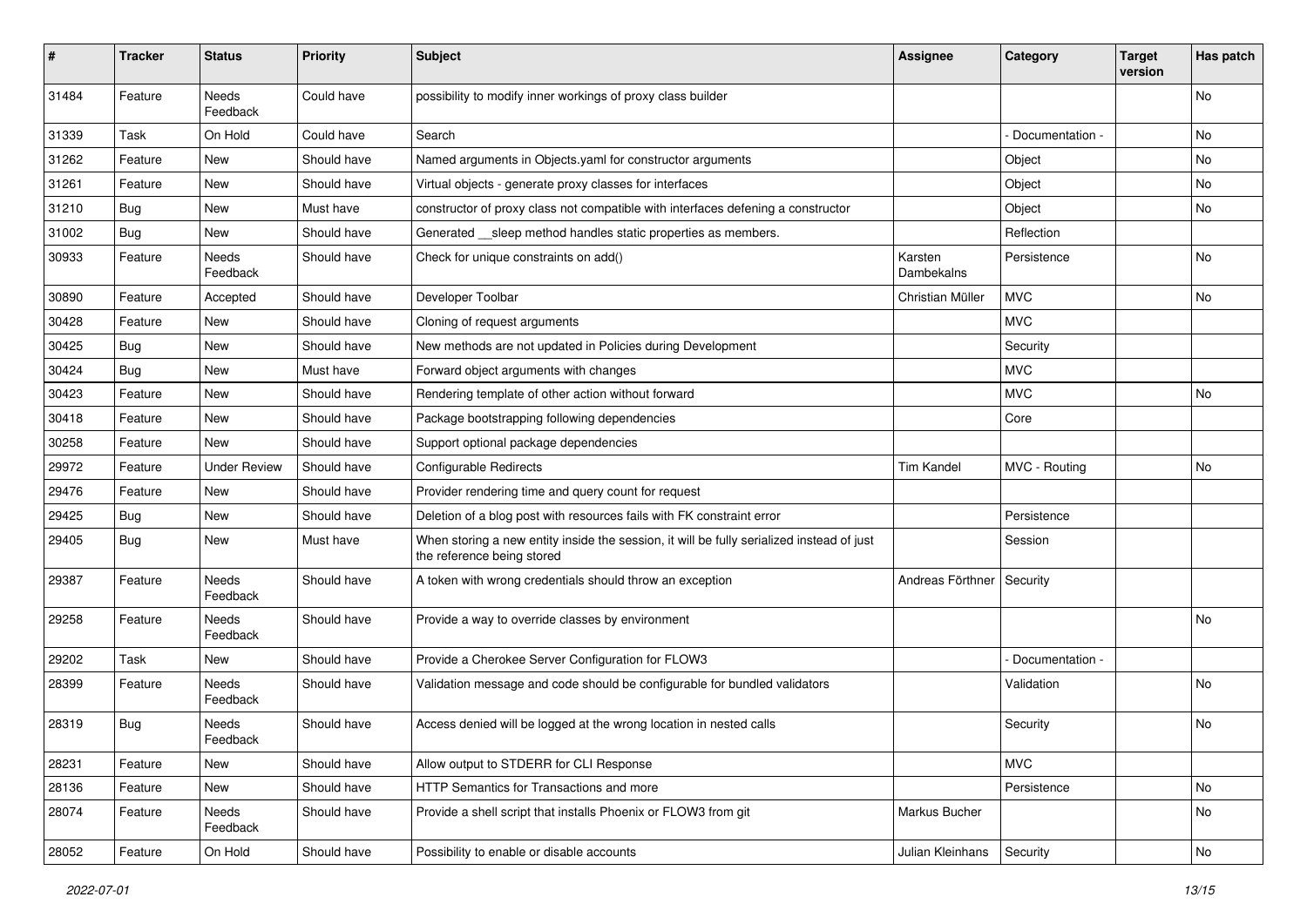| # | Tracker | Status | Priority | Subject | Assignee | Category | Target version | Has patch |
|---|---|---|---|---|---|---|---|---|
| 31484 | Feature | Needs Feedback | Could have | possibility to modify inner workings of proxy class builder | | | | No |
| 31339 | Task | On Hold | Could have | Search | | - Documentation - | | No |
| 31262 | Feature | New | Should have | Named arguments in Objects.yaml for constructor arguments | | Object | | No |
| 31261 | Feature | New | Should have | Virtual objects - generate proxy classes for interfaces | | Object | | No |
| 31210 | Bug | New | Must have | constructor of proxy class not compatible with interfaces defening a constructor | | Object | | No |
| 31002 | Bug | New | Should have | Generated __sleep method handles static properties as members. | | Reflection | | |
| 30933 | Feature | Needs Feedback | Should have | Check for unique constraints on add() | Karsten Dambekalns | Persistence | | No |
| 30890 | Feature | Accepted | Should have | Developer Toolbar | Christian Müller | MVC | | No |
| 30428 | Feature | New | Should have | Cloning of request arguments | | MVC | | |
| 30425 | Bug | New | Should have | New methods are not updated in Policies during Development | | Security | | |
| 30424 | Bug | New | Must have | Forward object arguments with changes | | MVC | | |
| 30423 | Feature | New | Should have | Rendering template of other action without forward | | MVC | | No |
| 30418 | Feature | New | Should have | Package bootstrapping following dependencies | | Core | | |
| 30258 | Feature | New | Should have | Support optional package dependencies | | | | |
| 29972 | Feature | Under Review | Should have | Configurable Redirects | Tim Kandel | MVC - Routing | | No |
| 29476 | Feature | New | Should have | Provider rendering time and query count for request | | | | |
| 29425 | Bug | New | Should have | Deletion of a blog post with resources fails with FK constraint error | | Persistence | | |
| 29405 | Bug | New | Must have | When storing a new entity inside the session, it will be fully serialized instead of just the reference being stored | | Session | | |
| 29387 | Feature | Needs Feedback | Should have | A token with wrong credentials should throw an exception | Andreas Förthner | Security | | |
| 29258 | Feature | Needs Feedback | Should have | Provide a way to override classes by environment | | | | No |
| 29202 | Task | New | Should have | Provide a Cherokee Server Configuration for FLOW3 | | - Documentation - | | |
| 28399 | Feature | Needs Feedback | Should have | Validation message and code should be configurable for bundled validators | | Validation | | No |
| 28319 | Bug | Needs Feedback | Should have | Access denied will be logged at the wrong location in nested calls | | Security | | No |
| 28231 | Feature | New | Should have | Allow output to STDERR for CLI Response | | MVC | | |
| 28136 | Feature | New | Should have | HTTP Semantics for Transactions and more | | Persistence | | No |
| 28074 | Feature | Needs Feedback | Should have | Provide a shell script that installs Phoenix or FLOW3 from git | Markus Bucher | | | No |
| 28052 | Feature | On Hold | Should have | Possibility to enable or disable accounts | Julian Kleinhans | Security | | No |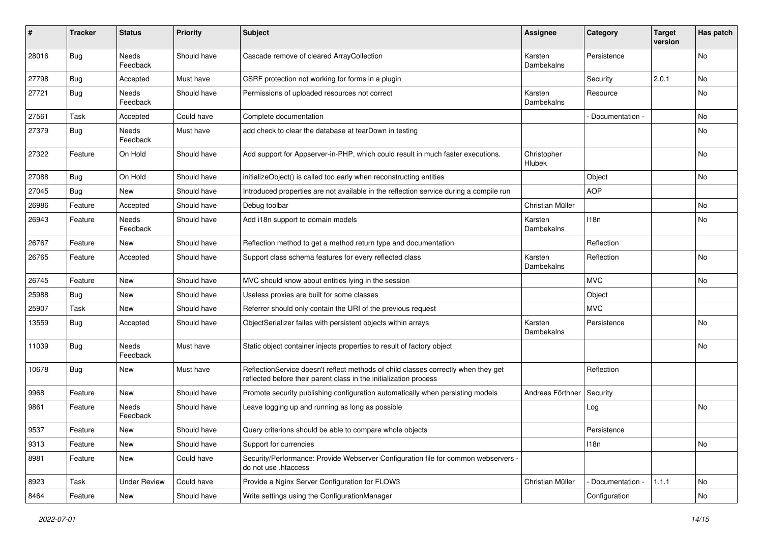| # | Tracker | Status | Priority | Subject | Assignee | Category | Target version | Has patch |
|---|---|---|---|---|---|---|---|---|
| 28016 | Bug | Needs Feedback | Should have | Cascade remove of cleared ArrayCollection | Karsten Dambekalns | Persistence | | No |
| 27798 | Bug | Accepted | Must have | CSRF protection not working for forms in a plugin | | Security | 2.0.1 | No |
| 27721 | Bug | Needs Feedback | Should have | Permissions of uploaded resources not correct | Karsten Dambekalns | Resource | | No |
| 27561 | Task | Accepted | Could have | Complete documentation | | - Documentation - | | No |
| 27379 | Bug | Needs Feedback | Must have | add check to clear the database at tearDown in testing | | | | No |
| 27322 | Feature | On Hold | Should have | Add support for Appserver-in-PHP, which could result in much faster executions. | Christopher Hlubek | | | No |
| 27088 | Bug | On Hold | Should have | initializeObject() is called too early when reconstructing entities | | Object | | No |
| 27045 | Bug | New | Should have | Introduced properties are not available in the reflection service during a compile run | | AOP | | |
| 26986 | Feature | Accepted | Should have | Debug toolbar | Christian Müller | | | No |
| 26943 | Feature | Needs Feedback | Should have | Add i18n support to domain models | Karsten Dambekalns | I18n | | No |
| 26767 | Feature | New | Should have | Reflection method to get a method return type and documentation | | Reflection | | |
| 26765 | Feature | Accepted | Should have | Support class schema features for every reflected class | Karsten Dambekalns | Reflection | | No |
| 26745 | Feature | New | Should have | MVC should know about entities lying in the session | | MVC | | No |
| 25988 | Bug | New | Should have | Useless proxies are built for some classes | | Object | | |
| 25907 | Task | New | Should have | Referrer should only contain the URI of the previous request | | MVC | | |
| 13559 | Bug | Accepted | Should have | ObjectSerializer failes with persistent objects within arrays | Karsten Dambekalns | Persistence | | No |
| 11039 | Bug | Needs Feedback | Must have | Static object container injects properties to result of factory object | | | | No |
| 10678 | Bug | New | Must have | ReflectionService doesn't reflect methods of child classes correctly when they get reflected before their parent class in the initialization process | | Reflection | | |
| 9968 | Feature | New | Should have | Promote security publishing configuration automatically when persisting models | Andreas Förthner | Security | | |
| 9861 | Feature | Needs Feedback | Should have | Leave logging up and running as long as possible | | Log | | No |
| 9537 | Feature | New | Should have | Query criterions should be able to compare whole objects | | Persistence | | |
| 9313 | Feature | New | Should have | Support for currencies | | I18n | | No |
| 8981 | Feature | New | Could have | Security/Performance: Provide Webserver Configuration file for common webservers - do not use .htaccess | | | | |
| 8923 | Task | Under Review | Could have | Provide a Nginx Server Configuration for FLOW3 | Christian Müller | - Documentation - | 1.1.1 | No |
| 8464 | Feature | New | Should have | Write settings using the ConfigurationManager | | Configuration | | No |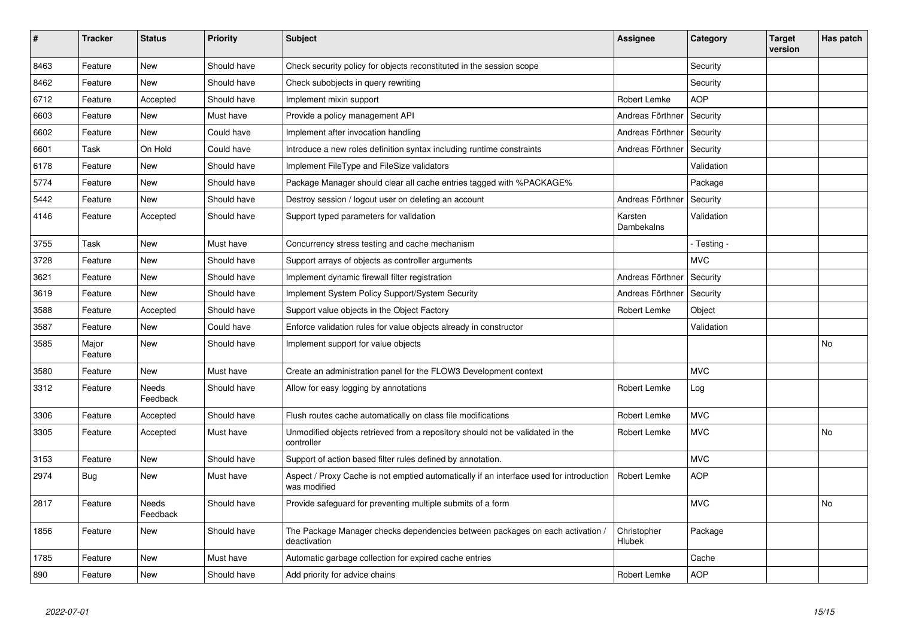| # | Tracker | Status | Priority | Subject | Assignee | Category | Target version | Has patch |
|---|---|---|---|---|---|---|---|---|
| 8463 | Feature | New | Should have | Check security policy for objects reconstituted in the session scope | | Security | | |
| 8462 | Feature | New | Should have | Check subobjects in query rewriting | | Security | | |
| 6712 | Feature | Accepted | Should have | Implement mixin support | Robert Lemke | AOP | | |
| 6603 | Feature | New | Must have | Provide a policy management API | Andreas Förthner | Security | | |
| 6602 | Feature | New | Could have | Implement after invocation handling | Andreas Förthner | Security | | |
| 6601 | Task | On Hold | Could have | Introduce a new roles definition syntax including runtime constraints | Andreas Förthner | Security | | |
| 6178 | Feature | New | Should have | Implement FileType and FileSize validators | | Validation | | |
| 5774 | Feature | New | Should have | Package Manager should clear all cache entries tagged with %PACKAGE% | | Package | | |
| 5442 | Feature | New | Should have | Destroy session / logout user on deleting an account | Andreas Förthner | Security | | |
| 4146 | Feature | Accepted | Should have | Support typed parameters for validation | Karsten Dambekalns | Validation | | |
| 3755 | Task | New | Must have | Concurrency stress testing and cache mechanism | | - Testing - | | |
| 3728 | Feature | New | Should have | Support arrays of objects as controller arguments | | MVC | | |
| 3621 | Feature | New | Should have | Implement dynamic firewall filter registration | Andreas Förthner | Security | | |
| 3619 | Feature | New | Should have | Implement System Policy Support/System Security | Andreas Förthner | Security | | |
| 3588 | Feature | Accepted | Should have | Support value objects in the Object Factory | Robert Lemke | Object | | |
| 3587 | Feature | New | Could have | Enforce validation rules for value objects already in constructor | | Validation | | |
| 3585 | Major Feature | New | Should have | Implement support for value objects | | | | No |
| 3580 | Feature | New | Must have | Create an administration panel for the FLOW3 Development context | | MVC | | |
| 3312 | Feature | Needs Feedback | Should have | Allow for easy logging by annotations | Robert Lemke | Log | | |
| 3306 | Feature | Accepted | Should have | Flush routes cache automatically on class file modifications | Robert Lemke | MVC | | |
| 3305 | Feature | Accepted | Must have | Unmodified objects retrieved from a repository should not be validated in the controller | Robert Lemke | MVC | | No |
| 3153 | Feature | New | Should have | Support of action based filter rules defined by annotation. | | MVC | | |
| 2974 | Bug | New | Must have | Aspect / Proxy Cache is not emptied automatically if an interface used for introduction was modified | Robert Lemke | AOP | | |
| 2817 | Feature | Needs Feedback | Should have | Provide safeguard for preventing multiple submits of a form | | MVC | | No |
| 1856 | Feature | New | Should have | The Package Manager checks dependencies between packages on each activation / deactivation | Christopher Hlubek | Package | | |
| 1785 | Feature | New | Must have | Automatic garbage collection for expired cache entries | | Cache | | |
| 890 | Feature | New | Should have | Add priority for advice chains | Robert Lemke | AOP | | |